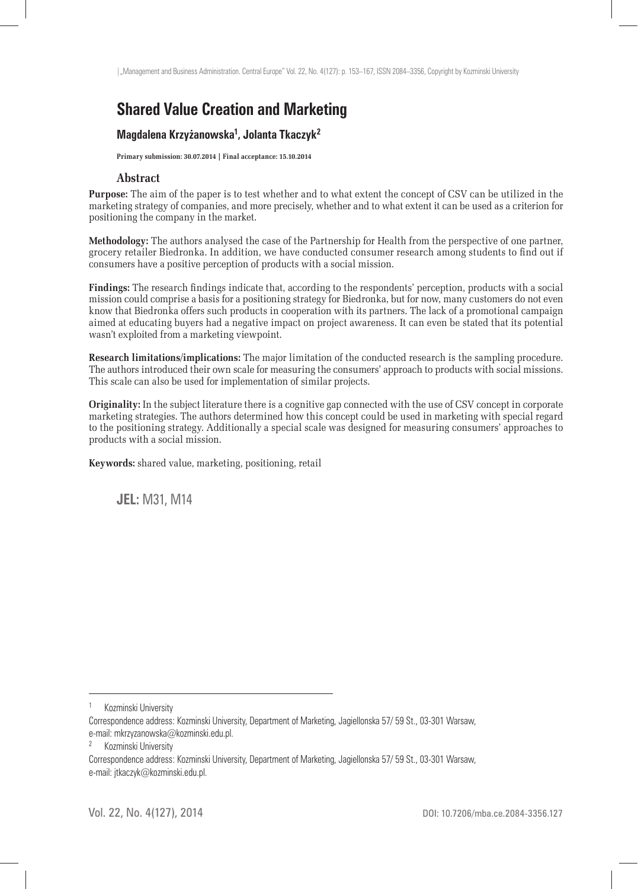# Shared Value Creation and Marketing

**Magdalena Krzyżanowska[1], Jolanta Tkaczyk[2]**

**Primary submission: 30.07.2014 | Final acceptance: 15.10.2014**

## Abstract

**Purpose:** The aim of the paper is to test whether and to what extent the concept of CSV can be utilized in the marketing strategy of companies, and more precisely, whether and to what extent it can be used as a criterion for positioning the company in the market.

**Methodology:** The authors analysed the case of the Partnership for Health from the perspective of one partner, grocery retailer Biedronka. In addition, we have conducted consumer research among students to find out if consumers have a positive perception of products with a social mission.

**Findings:** The research findings indicate that, according to the respondents' perception, products with a social mission could comprise a basis for a positioning strategy for Biedronka, but for now, many customers do not even know that Biedronka offers such products in cooperation with its partners. The lack of a promotional campaign aimed at educating buyers had a negative impact on project awareness. It can even be stated that its potential wasn't exploited from a marketing viewpoint.

**Research limitations/implications:** The major limitation of the conducted research is the sampling procedure. The authors introduced their own scale for measuring the consumers' approach to products with social missions. This scale can also be used for implementation of similar projects.

**Originality:** In the subject literature there is a cognitive gap connected with the use of CSV concept in corporate marketing strategies. The authors determined how this concept could be used in marketing with special regard to the positioning strategy. Additionally a special scale was designed for measuring consumers' approaches to products with a social mission.

**Keywords:** shared value, marketing, positioning, retail

**JEL:** M31, M14

---

[1] Kozminski University
Correspondence address: Kozminski University, Department of Marketing, Jagiellonska 57/ 59 St., 03-301 Warsaw, e-mail: mkrzyzanowska@kozminski.edu.pl.

[2] Kozminski University
Correspondence address: Kozminski University, Department of Marketing, Jagiellonska 57/ 59 St., 03-301 Warsaw, e-mail: jtkaczyk@kozminski.edu.pl.

DOI: 10.7206/mba.ce.2084-3356.127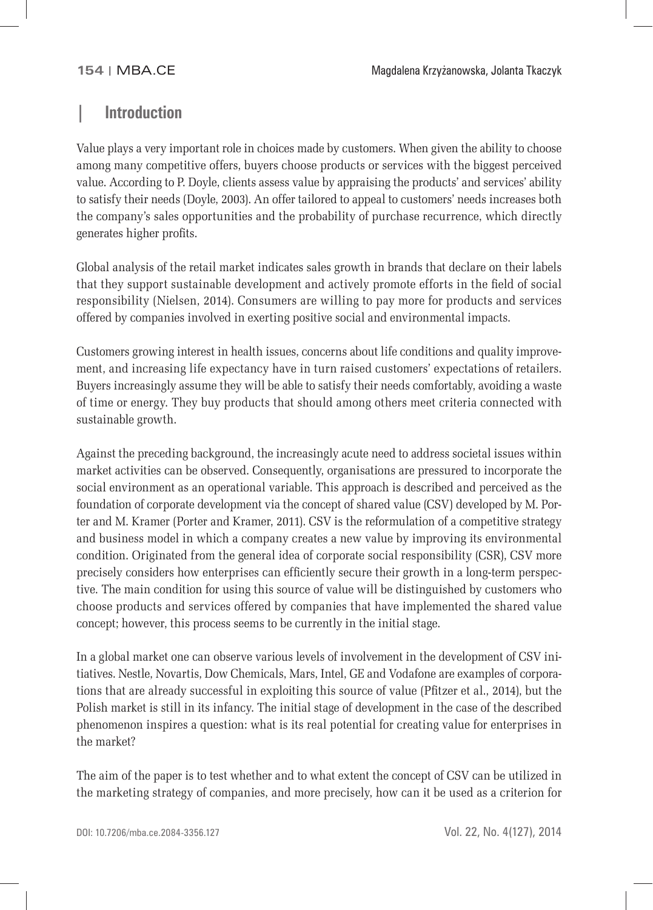## Introduction

Value plays a very important role in choices made by customers. When given the ability to choose among many competitive offers, buyers choose products or services with the biggest perceived value. According to P. Doyle, clients assess value by appraising the products' and services' ability to satisfy their needs (Doyle, 2003). An offer tailored to appeal to customers' needs increases both the company's sales opportunities and the probability of purchase recurrence, which directly generates higher profits.

Global analysis of the retail market indicates sales growth in brands that declare on their labels that they support sustainable development and actively promote efforts in the field of social responsibility (Nielsen, 2014). Consumers are willing to pay more for products and services offered by companies involved in exerting positive social and environmental impacts.

Customers growing interest in health issues, concerns about life conditions and quality improvement, and increasing life expectancy have in turn raised customers' expectations of retailers. Buyers increasingly assume they will be able to satisfy their needs comfortably, avoiding a waste of time or energy. They buy products that should among others meet criteria connected with sustainable growth.

Against the preceding background, the increasingly acute need to address societal issues within market activities can be observed. Consequently, organisations are pressured to incorporate the social environment as an operational variable. This approach is described and perceived as the foundation of corporate development via the concept of shared value (CSV) developed by M. Porter and M. Kramer (Porter and Kramer, 2011). CSV is the reformulation of a competitive strategy and business model in which a company creates a new value by improving its environmental condition. Originated from the general idea of corporate social responsibility (CSR), CSV more precisely considers how enterprises can efficiently secure their growth in a long-term perspective. The main condition for using this source of value will be distinguished by customers who choose products and services offered by companies that have implemented the shared value concept; however, this process seems to be currently in the initial stage.

In a global market one can observe various levels of involvement in the development of CSV initiatives. Nestle, Novartis, Dow Chemicals, Mars, Intel, GE and Vodafone are examples of corporations that are already successful in exploiting this source of value (Pfitzer et al., 2014), but the Polish market is still in its infancy. The initial stage of development in the case of the described phenomenon inspires a question: what is its real potential for creating value for enterprises in the market?

The aim of the paper is to test whether and to what extent the concept of CSV can be utilized in the marketing strategy of companies, and more precisely, how can it be used as a criterion for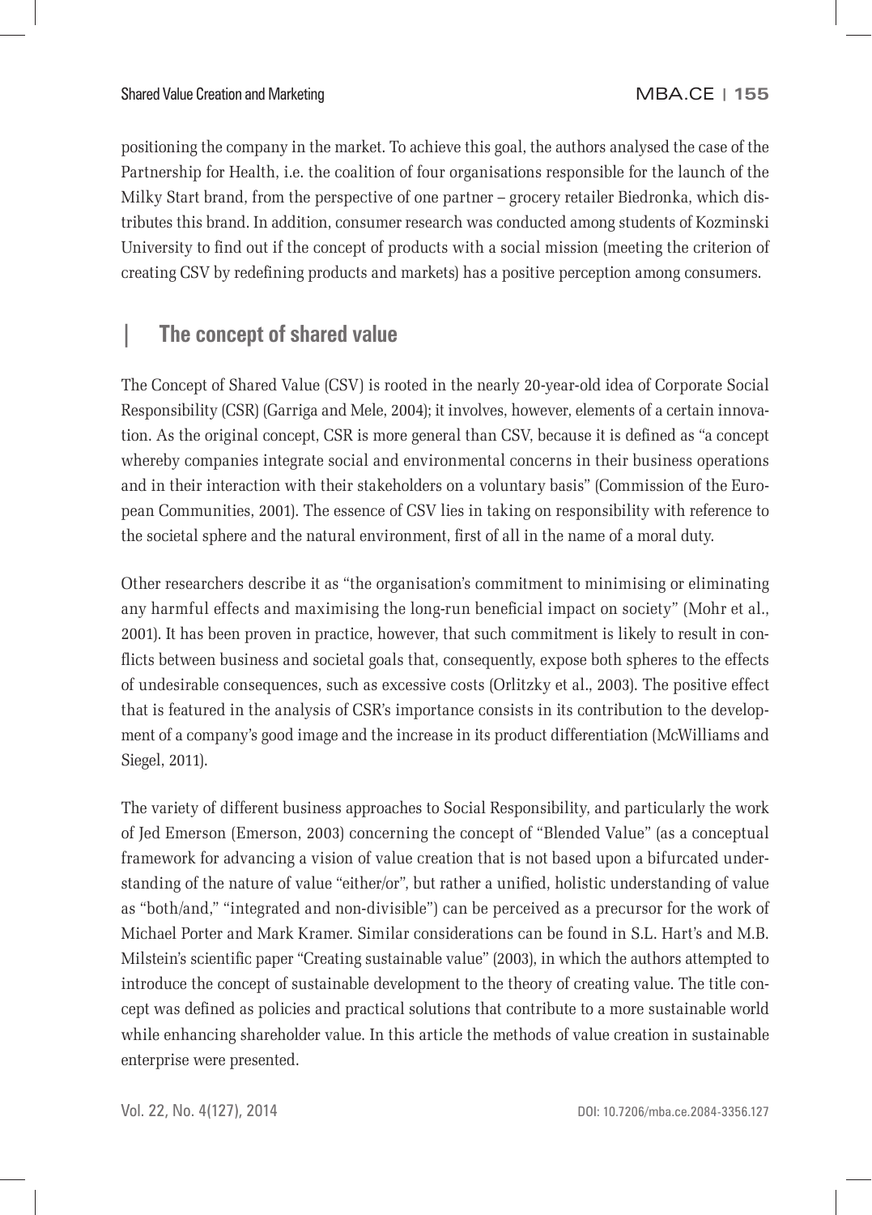positioning the company in the market. To achieve this goal, the authors analysed the case of the Partnership for Health, i.e. the coalition of four organisations responsible for the launch of the Milky Start brand, from the perspective of one partner – grocery retailer Biedronka, which distributes this brand. In addition, consumer research was conducted among students of Kozminski University to find out if the concept of products with a social mission (meeting the criterion of creating CSV by redefining products and markets) has a positive perception among consumers.

## The concept of shared value

The Concept of Shared Value (CSV) is rooted in the nearly 20-year-old idea of Corporate Social Responsibility (CSR) (Garriga and Mele, 2004); it involves, however, elements of a certain innovation. As the original concept, CSR is more general than CSV, because it is defined as "a concept whereby companies integrate social and environmental concerns in their business operations and in their interaction with their stakeholders on a voluntary basis" (Commission of the European Communities, 2001). The essence of CSV lies in taking on responsibility with reference to the societal sphere and the natural environment, first of all in the name of a moral duty.

Other researchers describe it as "the organisation's commitment to minimising or eliminating any harmful effects and maximising the long-run beneficial impact on society" (Mohr et al., 2001). It has been proven in practice, however, that such commitment is likely to result in conflicts between business and societal goals that, consequently, expose both spheres to the effects of undesirable consequences, such as excessive costs (Orlitzky et al., 2003). The positive effect that is featured in the analysis of CSR's importance consists in its contribution to the development of a company's good image and the increase in its product differentiation (McWilliams and Siegel, 2011).

The variety of different business approaches to Social Responsibility, and particularly the work of Jed Emerson (Emerson, 2003) concerning the concept of "Blended Value" (as a conceptual framework for advancing a vision of value creation that is not based upon a bifurcated understanding of the nature of value "either/or", but rather a unified, holistic understanding of value as "both/and," "integrated and non-divisible") can be perceived as a precursor for the work of Michael Porter and Mark Kramer. Similar considerations can be found in S.L. Hart's and M.B. Milstein's scientific paper "Creating sustainable value" (2003), in which the authors attempted to introduce the concept of sustainable development to the theory of creating value. The title concept was defined as policies and practical solutions that contribute to a more sustainable world while enhancing shareholder value. In this article the methods of value creation in sustainable enterprise were presented.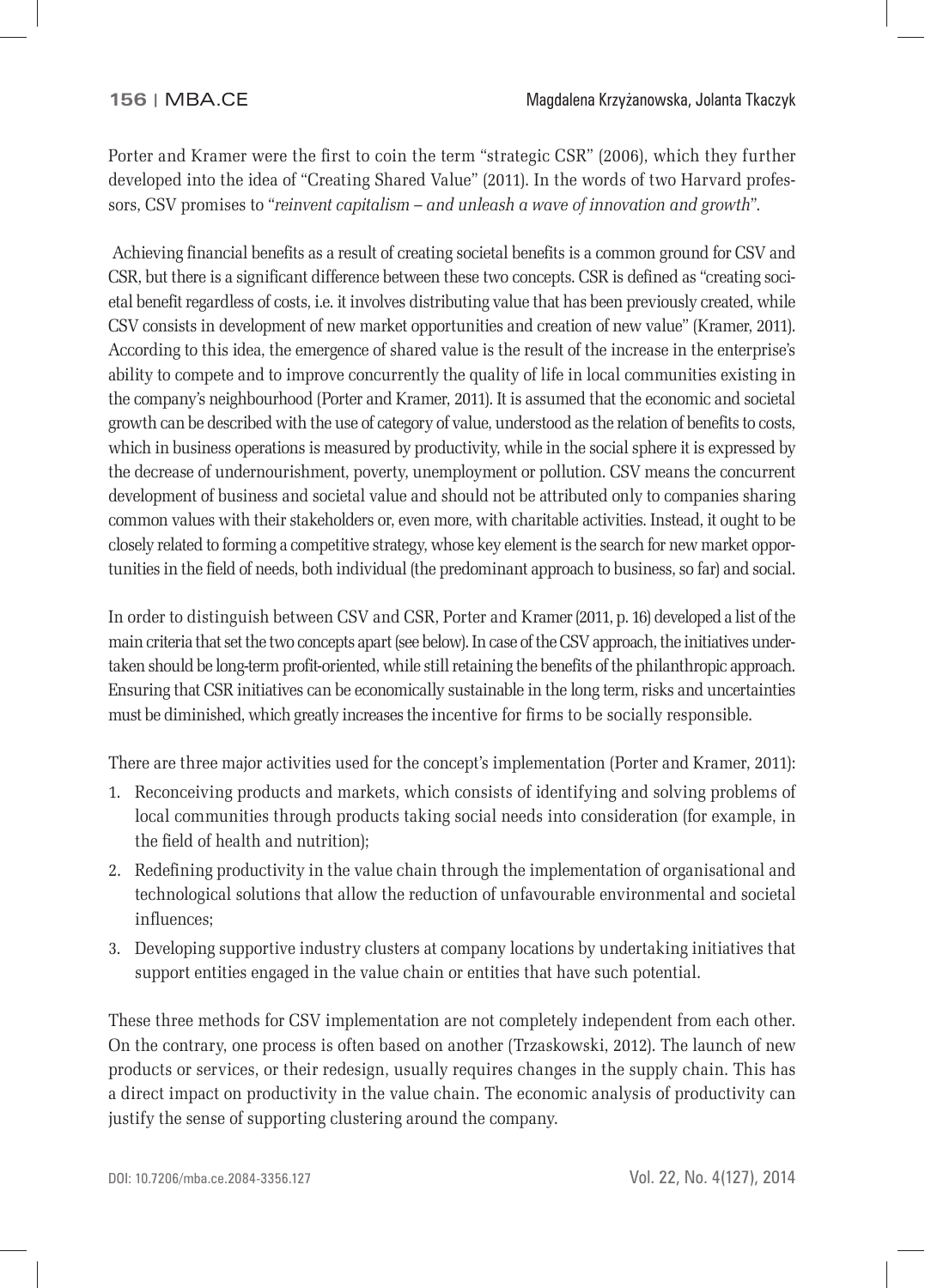Porter and Kramer were the first to coin the term "strategic CSR" (2006), which they further developed into the idea of "Creating Shared Value" (2011). In the words of two Harvard professors, CSV promises to "*reinvent capitalism – and unleash a wave of innovation and growth*".

Achieving financial benefits as a result of creating societal benefits is a common ground for CSV and CSR, but there is a significant difference between these two concepts. CSR is defined as "creating societal benefit regardless of costs, i.e. it involves distributing value that has been previously created, while CSV consists in development of new market opportunities and creation of new value" (Kramer, 2011). According to this idea, the emergence of shared value is the result of the increase in the enterprise's ability to compete and to improve concurrently the quality of life in local communities existing in the company's neighbourhood (Porter and Kramer, 2011). It is assumed that the economic and societal growth can be described with the use of category of value, understood as the relation of benefits to costs, which in business operations is measured by productivity, while in the social sphere it is expressed by the decrease of undernourishment, poverty, unemployment or pollution. CSV means the concurrent development of business and societal value and should not be attributed only to companies sharing common values with their stakeholders or, even more, with charitable activities. Instead, it ought to be closely related to forming a competitive strategy, whose key element is the search for new market opportunities in the field of needs, both individual (the predominant approach to business, so far) and social.

In order to distinguish between CSV and CSR, Porter and Kramer (2011, p. 16) developed a list of the main criteria that set the two concepts apart (see below). In case of the CSV approach, the initiatives undertaken should be long-term profit-oriented, while still retaining the benefits of the philanthropic approach. Ensuring that CSR initiatives can be economically sustainable in the long term, risks and uncertainties must be diminished, which greatly increases the incentive for firms to be socially responsible.

There are three major activities used for the concept's implementation (Porter and Kramer, 2011):

1. Reconceiving products and markets, which consists of identifying and solving problems of local communities through products taking social needs into consideration (for example, in the field of health and nutrition);
2. Redefining productivity in the value chain through the implementation of organisational and technological solutions that allow the reduction of unfavourable environmental and societal influences;
3. Developing supportive industry clusters at company locations by undertaking initiatives that support entities engaged in the value chain or entities that have such potential.

These three methods for CSV implementation are not completely independent from each other. On the contrary, one process is often based on another (Trzaskowski, 2012). The launch of new products or services, or their redesign, usually requires changes in the supply chain. This has a direct impact on productivity in the value chain. The economic analysis of productivity can justify the sense of supporting clustering around the company.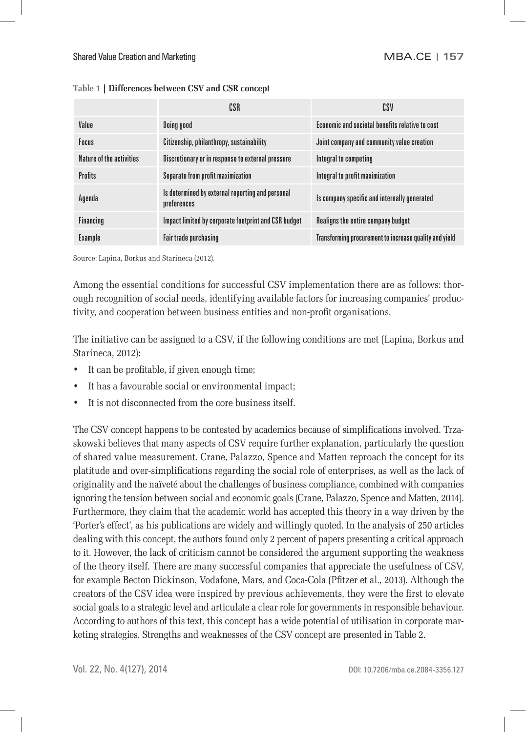**Table 1 | Differences between CSV and CSR concept**

| | CSR | CSV |
|---|---|---|
| Value | Doing good | Economic and societal benefits relative to cost |
| Focus | Citizenship, philanthropy, sustainability | Joint company and community value creation |
| Nature of the activities | Discretionary or in response to external pressure | Integral to competing |
| Profits | Separate from profit maximization | Integral to profit maximization |
| Agenda | Is determined by external reporting and personal preferences | Is company specific and internally generated |
| Financing | Impact limited by corporate footprint and CSR budget | Realigns the entire company budget |
| Example | Fair trade purchasing | Transforming procurement to increase quality and yield |

Source: Lapina, Borkus and Starineca (2012).

Among the essential conditions for successful CSV implementation there are as follows: thorough recognition of social needs, identifying available factors for increasing companies' productivity, and cooperation between business entities and non-profit organisations.

The initiative can be assigned to a CSV, if the following conditions are met (Lapina, Borkus and Starineca, 2012):

- It can be profitable, if given enough time;
- It has a favourable social or environmental impact;
- It is not disconnected from the core business itself.

The CSV concept happens to be contested by academics because of simplifications involved. Trzaskowski believes that many aspects of CSV require further explanation, particularly the question of shared value measurement. Crane, Palazzo, Spence and Matten reproach the concept for its platitude and over-simplifications regarding the social role of enterprises, as well as the lack of originality and the naïveté about the challenges of business compliance, combined with companies ignoring the tension between social and economic goals (Crane, Palazzo, Spence and Matten, 2014). Furthermore, they claim that the academic world has accepted this theory in a way driven by the 'Porter's effect', as his publications are widely and willingly quoted. In the analysis of 250 articles dealing with this concept, the authors found only 2 percent of papers presenting a critical approach to it. However, the lack of criticism cannot be considered the argument supporting the weakness of the theory itself. There are many successful companies that appreciate the usefulness of CSV, for example Becton Dickinson, Vodafone, Mars, and Coca-Cola (Pfitzer et al., 2013). Although the creators of the CSV idea were inspired by previous achievements, they were the first to elevate social goals to a strategic level and articulate a clear role for governments in responsible behaviour. According to authors of this text, this concept has a wide potential of utilisation in corporate marketing strategies. Strengths and weaknesses of the CSV concept are presented in Table 2.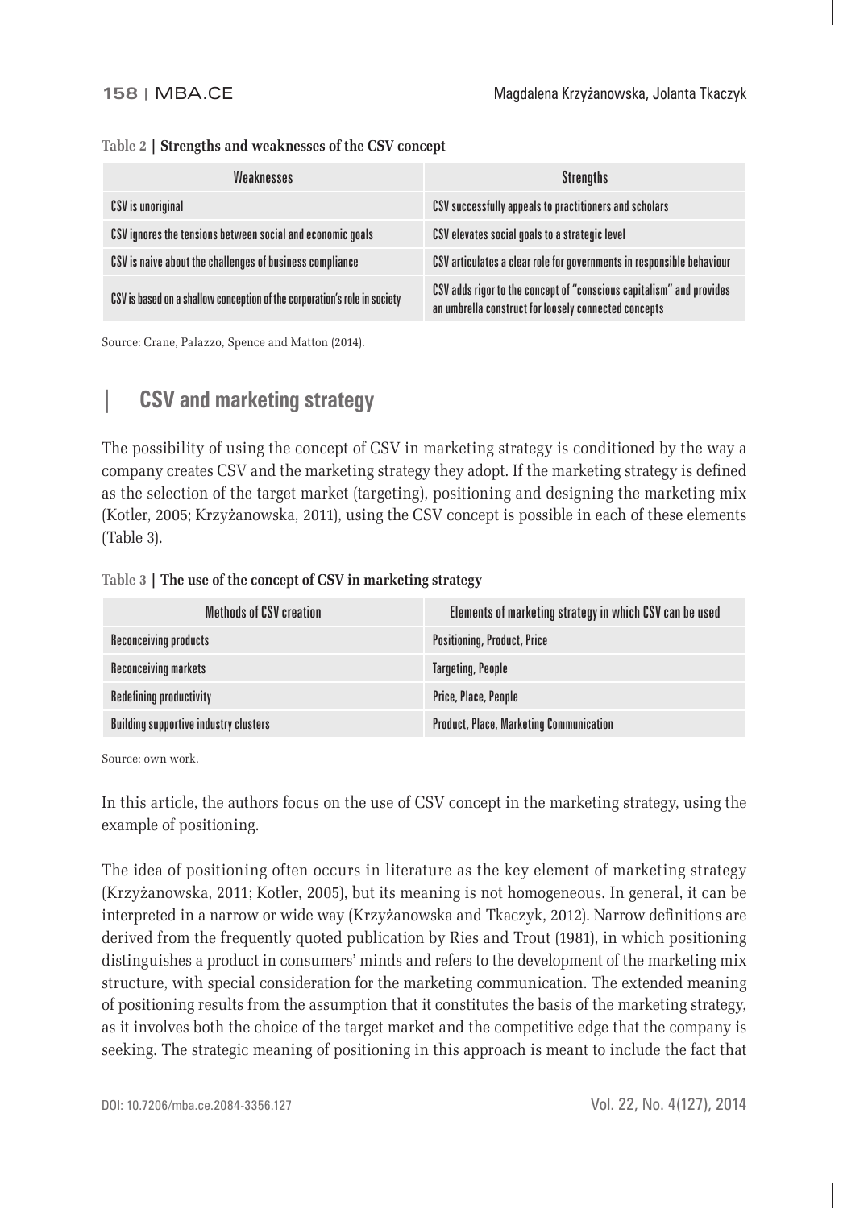**Table 2 | Strengths and weaknesses of the CSV concept**

| Weaknesses | Strengths |
|---|---|
| CSV is unoriginal | CSV successfully appeals to practitioners and scholars |
| CSV ignores the tensions between social and economic goals | CSV elevates social goals to a strategic level |
| CSV is naive about the challenges of business compliance | CSV articulates a clear role for governments in responsible behaviour |
| CSV is based on a shallow conception of the corporation's role in society | CSV adds rigor to the concept of "conscious capitalism" and provides an umbrella construct for loosely connected concepts |

Source: Crane, Palazzo, Spence and Matton (2014).

## CSV and marketing strategy

The possibility of using the concept of CSV in marketing strategy is conditioned by the way a company creates CSV and the marketing strategy they adopt. If the marketing strategy is defined as the selection of the target market (targeting), positioning and designing the marketing mix (Kotler, 2005; Krzyżanowska, 2011), using the CSV concept is possible in each of these elements (Table 3).

**Table 3 | The use of the concept of CSV in marketing strategy**

| Methods of CSV creation | Elements of marketing strategy in which CSV can be used |
|---|---|
| Reconceiving products | Positioning, Product, Price |
| Reconceiving markets | Targeting, People |
| Redefining productivity | Price, Place, People |
| Building supportive industry clusters | Product, Place, Marketing Communication |

Source: own work.

In this article, the authors focus on the use of CSV concept in the marketing strategy, using the example of positioning.

The idea of positioning often occurs in literature as the key element of marketing strategy (Krzyżanowska, 2011; Kotler, 2005), but its meaning is not homogeneous. In general, it can be interpreted in a narrow or wide way (Krzyżanowska and Tkaczyk, 2012). Narrow definitions are derived from the frequently quoted publication by Ries and Trout (1981), in which positioning distinguishes a product in consumers' minds and refers to the development of the marketing mix structure, with special consideration for the marketing communication. The extended meaning of positioning results from the assumption that it constitutes the basis of the marketing strategy, as it involves both the choice of the target market and the competitive edge that the company is seeking. The strategic meaning of positioning in this approach is meant to include the fact that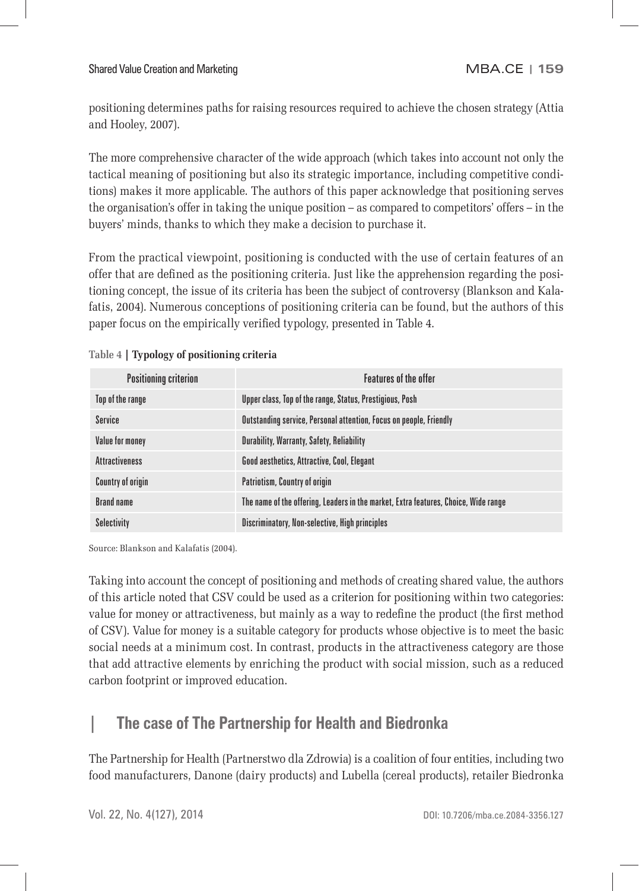positioning determines paths for raising resources required to achieve the chosen strategy (Attia and Hooley, 2007).

The more comprehensive character of the wide approach (which takes into account not only the tactical meaning of positioning but also its strategic importance, including competitive conditions) makes it more applicable. The authors of this paper acknowledge that positioning serves the organisation's offer in taking the unique position – as compared to competitors' offers – in the buyers' minds, thanks to which they make a decision to purchase it.

From the practical viewpoint, positioning is conducted with the use of certain features of an offer that are defined as the positioning criteria. Just like the apprehension regarding the positioning concept, the issue of its criteria has been the subject of controversy (Blankson and Kalafatis, 2004). Numerous conceptions of positioning criteria can be found, but the authors of this paper focus on the empirically verified typology, presented in Table 4.

**Table 4 | Typology of positioning criteria**

| Positioning criterion | Features of the offer |
|---|---|
| Top of the range | Upper class, Top of the range, Status, Prestigious, Posh |
| Service | Outstanding service, Personal attention, Focus on people, Friendly |
| Value for money | Durability, Warranty, Safety, Reliability |
| Attractiveness | Good aesthetics, Attractive, Cool, Elegant |
| Country of origin | Patriotism, Country of origin |
| Brand name | The name of the offering, Leaders in the market, Extra features, Choice, Wide range |
| Selectivity | Discriminatory, Non-selective, High principles |

Source: Blankson and Kalafatis (2004).

Taking into account the concept of positioning and methods of creating shared value, the authors of this article noted that CSV could be used as a criterion for positioning within two categories: value for money or attractiveness, but mainly as a way to redefine the product (the first method of CSV). Value for money is a suitable category for products whose objective is to meet the basic social needs at a minimum cost. In contrast, products in the attractiveness category are those that add attractive elements by enriching the product with social mission, such as a reduced carbon footprint or improved education.

## The case of The Partnership for Health and Biedronka

The Partnership for Health (Partnerstwo dla Zdrowia) is a coalition of four entities, including two food manufacturers, Danone (dairy products) and Lubella (cereal products), retailer Biedronka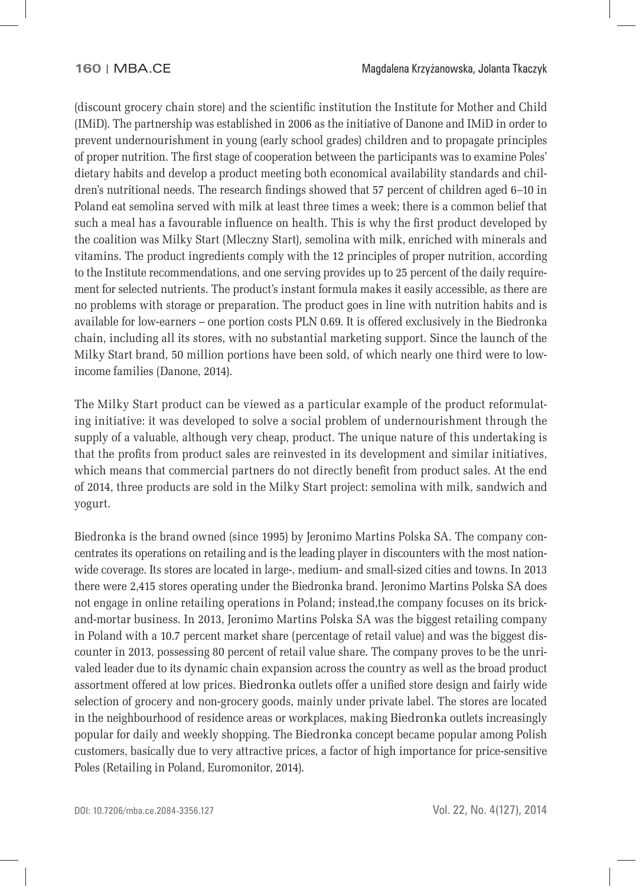(discount grocery chain store) and the scientific institution the Institute for Mother and Child (IMiD). The partnership was established in 2006 as the initiative of Danone and IMiD in order to prevent undernourishment in young (early school grades) children and to propagate principles of proper nutrition. The first stage of cooperation between the participants was to examine Poles' dietary habits and develop a product meeting both economical availability standards and children's nutritional needs. The research findings showed that 57 percent of children aged 6–10 in Poland eat semolina served with milk at least three times a week; there is a common belief that such a meal has a favourable influence on health. This is why the first product developed by the coalition was Milky Start (Mleczny Start), semolina with milk, enriched with minerals and vitamins. The product ingredients comply with the 12 principles of proper nutrition, according to the Institute recommendations, and one serving provides up to 25 percent of the daily requirement for selected nutrients. The product's instant formula makes it easily accessible, as there are no problems with storage or preparation. The product goes in line with nutrition habits and is available for low-earners – one portion costs PLN 0.69. It is offered exclusively in the Biedronka chain, including all its stores, with no substantial marketing support. Since the launch of the Milky Start brand, 50 million portions have been sold, of which nearly one third were to low-income families (Danone, 2014).

The Milky Start product can be viewed as a particular example of the product reformulating initiative: it was developed to solve a social problem of undernourishment through the supply of a valuable, although very cheap, product. The unique nature of this undertaking is that the profits from product sales are reinvested in its development and similar initiatives, which means that commercial partners do not directly benefit from product sales. At the end of 2014, three products are sold in the Milky Start project: semolina with milk, sandwich and yogurt.

Biedronka is the brand owned (since 1995) by Jeronimo Martins Polska SA. The company concentrates its operations on retailing and is the leading player in discounters with the most nationwide coverage. Its stores are located in large-, medium- and small-sized cities and towns. In 2013 there were 2,415 stores operating under the Biedronka brand. Jeronimo Martins Polska SA does not engage in online retailing operations in Poland; instead,the company focuses on its brick-and-mortar business. In 2013, Jeronimo Martins Polska SA was the biggest retailing company in Poland with a 10.7 percent market share (percentage of retail value) and was the biggest discounter in 2013, possessing 80 percent of retail value share. The company proves to be the unrivaled leader due to its dynamic chain expansion across the country as well as the broad product assortment offered at low prices. Biedronka outlets offer a unified store design and fairly wide selection of grocery and non-grocery goods, mainly under private label. The stores are located in the neighbourhood of residence areas or workplaces, making Biedronka outlets increasingly popular for daily and weekly shopping. The Biedronka concept became popular among Polish customers, basically due to very attractive prices, a factor of high importance for price-sensitive Poles (Retailing in Poland, Euromonitor, 2014).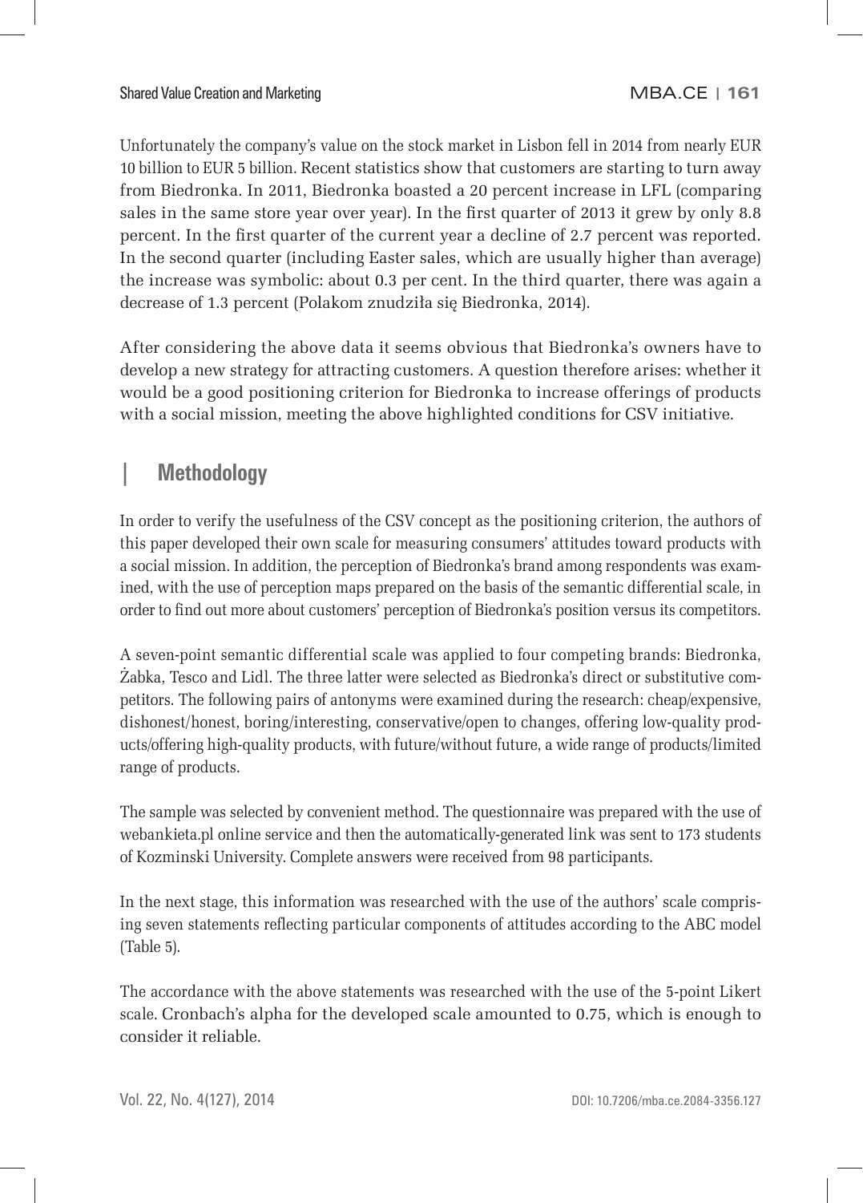Unfortunately the company's value on the stock market in Lisbon fell in 2014 from nearly EUR 10 billion to EUR 5 billion. Recent statistics show that customers are starting to turn away from Biedronka. In 2011, Biedronka boasted a 20 percent increase in LFL (comparing sales in the same store year over year). In the first quarter of 2013 it grew by only 8.8 percent. In the first quarter of the current year a decline of 2.7 percent was reported. In the second quarter (including Easter sales, which are usually higher than average) the increase was symbolic: about 0.3 per cent. In the third quarter, there was again a decrease of 1.3 percent (Polakom znudziła się Biedronka, 2014).

After considering the above data it seems obvious that Biedronka's owners have to develop a new strategy for attracting customers. A question therefore arises: whether it would be a good positioning criterion for Biedronka to increase offerings of products with a social mission, meeting the above highlighted conditions for CSV initiative.

## Methodology

In order to verify the usefulness of the CSV concept as the positioning criterion, the authors of this paper developed their own scale for measuring consumers' attitudes toward products with a social mission. In addition, the perception of Biedronka's brand among respondents was examined, with the use of perception maps prepared on the basis of the semantic differential scale, in order to find out more about customers' perception of Biedronka's position versus its competitors.

A seven-point semantic differential scale was applied to four competing brands: Biedronka, Żabka, Tesco and Lidl. The three latter were selected as Biedronka's direct or substitutive competitors. The following pairs of antonyms were examined during the research: cheap/expensive, dishonest/honest, boring/interesting, conservative/open to changes, offering low-quality products/offering high-quality products, with future/without future, a wide range of products/limited range of products.

The sample was selected by convenient method. The questionnaire was prepared with the use of webankieta.pl online service and then the automatically-generated link was sent to 173 students of Kozminski University. Complete answers were received from 98 participants.

In the next stage, this information was researched with the use of the authors' scale comprising seven statements reflecting particular components of attitudes according to the ABC model (Table 5).

The accordance with the above statements was researched with the use of the 5-point Likert scale. Cronbach's alpha for the developed scale amounted to 0.75, which is enough to consider it reliable.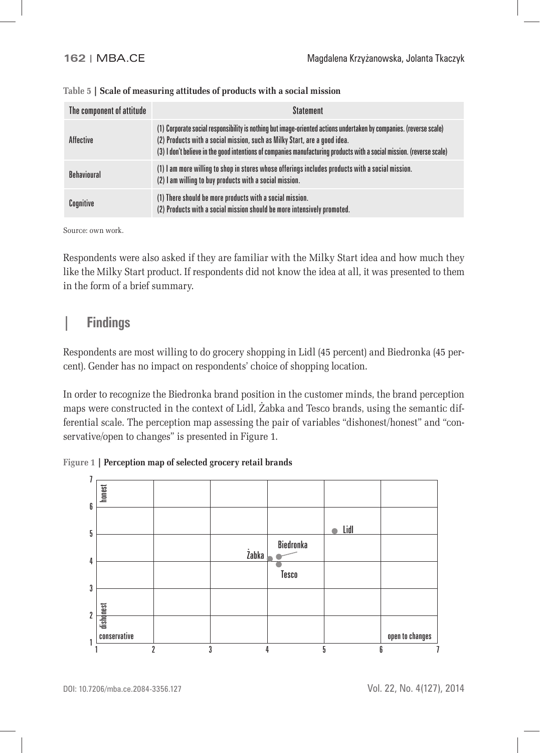**Table 5 | Scale of measuring attitudes of products with a social mission**

| The component of attitude | Statement |
|---|---|
| Affective | (1) Corporate social responsibility is nothing but image-oriented actions undertaken by companies. (reverse scale)<br>(2) Products with a social mission, such as Milky Start, are a good idea.<br>(3) I don't believe in the good intentions of companies manufacturing products with a social mission. (reverse scale) |
| Behavioural | (1) I am more willing to shop in stores whose offerings includes products with a social mission.<br>(2) I am willing to buy products with a social mission. |
| Cognitive | (1) There should be more products with a social mission.<br>(2) Products with a social mission should be more intensively promoted. |

Source: own work.

Respondents were also asked if they are familiar with the Milky Start idea and how much they like the Milky Start product. If respondents did not know the idea at all, it was presented to them in the form of a brief summary.

## Findings

Respondents are most willing to do grocery shopping in Lidl (45 percent) and Biedronka (45 percent). Gender has no impact on respondents' choice of shopping location.

In order to recognize the Biedronka brand position in the customer minds, the brand perception maps were constructed in the context of Lidl, Żabka and Tesco brands, using the semantic differential scale. The perception map assessing the pair of variables "dishonest/honest" and "conservative/open to changes" is presented in Figure 1.

**Figure 1 | Perception map of selected grocery retail brands**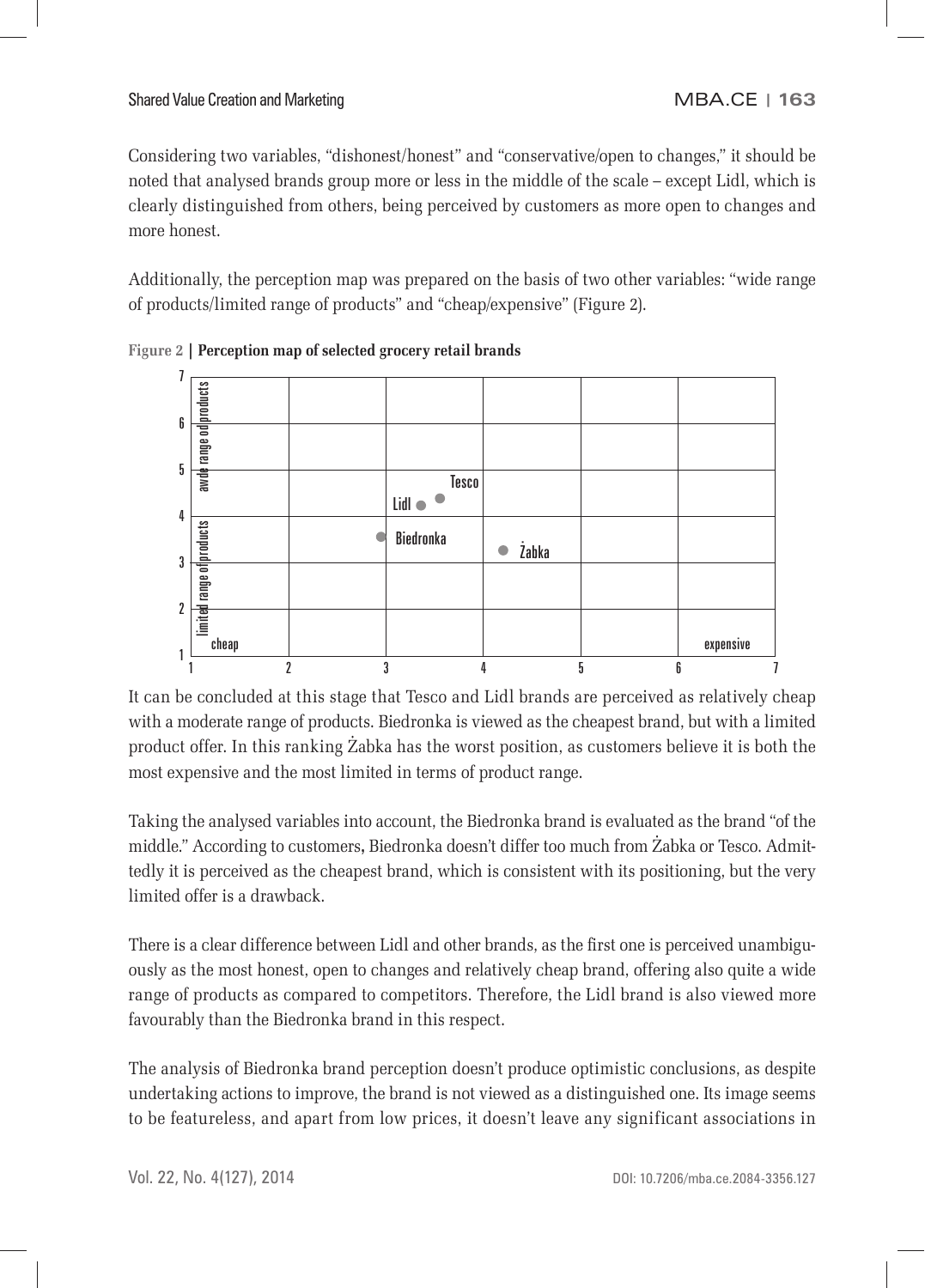Considering two variables, "dishonest/honest" and "conservative/open to changes," it should be noted that analysed brands group more or less in the middle of the scale – except Lidl, which is clearly distinguished from others, being perceived by customers as more open to changes and more honest.

Additionally, the perception map was prepared on the basis of two other variables: "wide range of products/limited range of products" and "cheap/expensive" (Figure 2).

**Figure 2 | Perception map of selected grocery retail brands**

It can be concluded at this stage that Tesco and Lidl brands are perceived as relatively cheap with a moderate range of products. Biedronka is viewed as the cheapest brand, but with a limited product offer. In this ranking Żabka has the worst position, as customers believe it is both the most expensive and the most limited in terms of product range.

Taking the analysed variables into account, the Biedronka brand is evaluated as the brand "of the middle." According to customers**,** Biedronka doesn't differ too much from Żabka or Tesco. Admittedly it is perceived as the cheapest brand, which is consistent with its positioning, but the very limited offer is a drawback.

There is a clear difference between Lidl and other brands, as the first one is perceived unambiguously as the most honest, open to changes and relatively cheap brand, offering also quite a wide range of products as compared to competitors. Therefore, the Lidl brand is also viewed more favourably than the Biedronka brand in this respect.

The analysis of Biedronka brand perception doesn't produce optimistic conclusions, as despite undertaking actions to improve, the brand is not viewed as a distinguished one. Its image seems to be featureless, and apart from low prices, it doesn't leave any significant associations in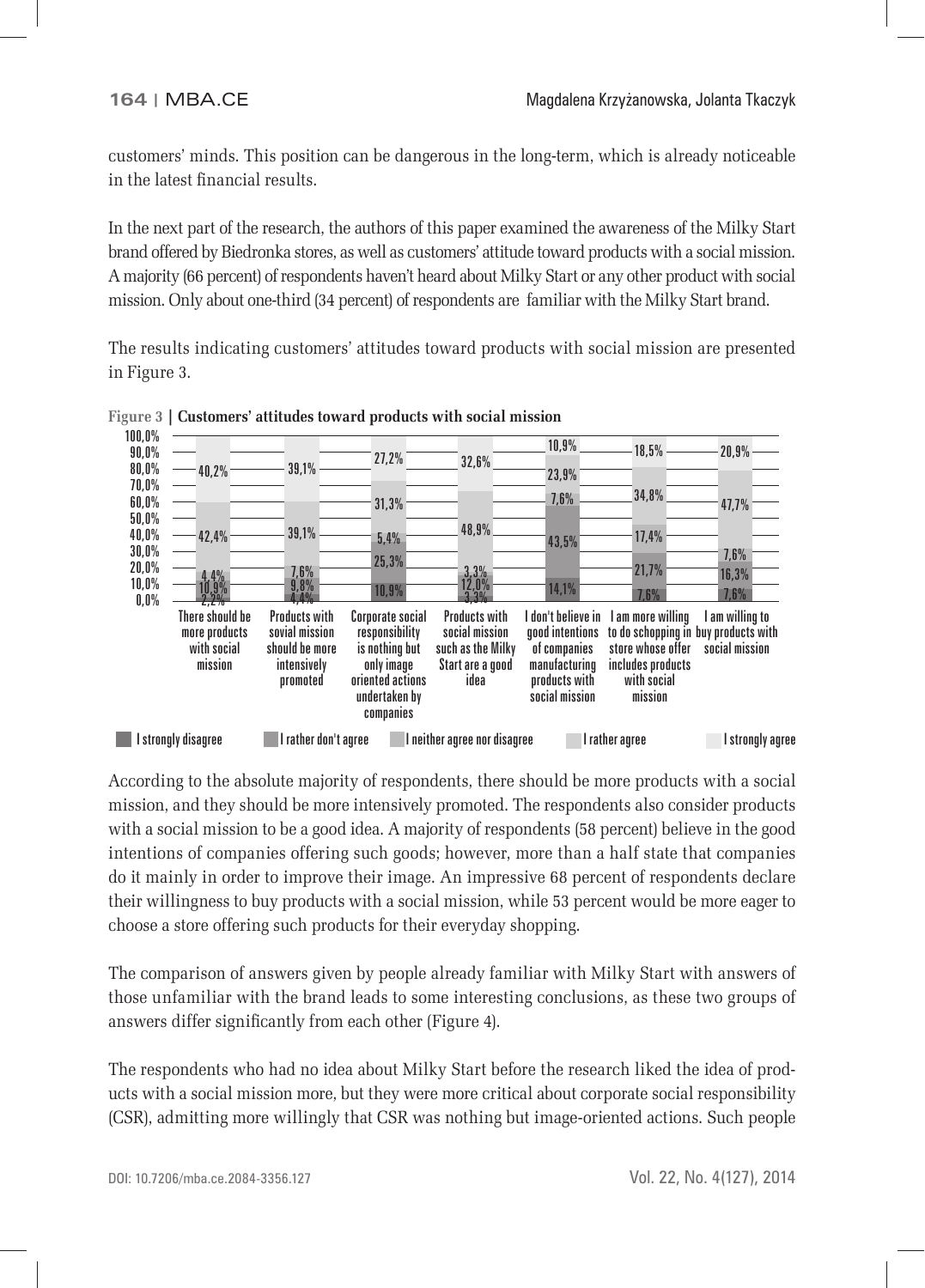customers' minds. This position can be dangerous in the long-term, which is already noticeable in the latest financial results.

In the next part of the research, the authors of this paper examined the awareness of the Milky Start brand offered by Biedronka stores, as well as customers' attitude toward products with a social mission. A majority (66 percent) of respondents haven't heard about Milky Start or any other product with social mission. Only about one-third (34 percent) of respondents are familiar with the Milky Start brand.

The results indicating customers' attitudes toward products with social mission are presented in Figure 3.

**Figure 3 | Customers' attitudes toward products with social mission**

| | I strongly disagree | I rather don't agree | I neither agree nor disagree | I rather agree | I strongly agree |
|---|---|---|---|---|---|
| There should be more products with social mission | 2,2% | 10,9% | 4,4% | 42,4% | 40,2% |
| Products with sovial mission should be more intensively promoted | 4,4% | 9,8% | 7,6% | 39,1% | 39,1% |
| Corporate social responsibility is nothing but only image oriented actions undertaken by companies | 10,9% | 25,3% | 5,4% | 31,3% | 27,2% |
| Products with social mission such as the Milky Start are a good idea | 3,3% | 12,0% | 3,3% | 48,9% | 32,6% |
| I don't believe in good intentions of companies manufacturing products with social mission | 14,1% | 43,5% | 7,6% | 23,9% | 10,9% |
| I am more willing to do schopping in store whose offer includes products with social mission | 7,6% | 21,7% | 17,4% | 34,8% | 18,5% |
| I am willing to buy products with social mission | 7,6% | 16,3% | 7,6% | 47,7% | 20,9% |

According to the absolute majority of respondents, there should be more products with a social mission, and they should be more intensively promoted. The respondents also consider products with a social mission to be a good idea. A majority of respondents (58 percent) believe in the good intentions of companies offering such goods; however, more than a half state that companies do it mainly in order to improve their image. An impressive 68 percent of respondents declare their willingness to buy products with a social mission, while 53 percent would be more eager to choose a store offering such products for their everyday shopping.

The comparison of answers given by people already familiar with Milky Start with answers of those unfamiliar with the brand leads to some interesting conclusions, as these two groups of answers differ significantly from each other (Figure 4).

The respondents who had no idea about Milky Start before the research liked the idea of products with a social mission more, but they were more critical about corporate social responsibility (CSR), admitting more willingly that CSR was nothing but image-oriented actions. Such people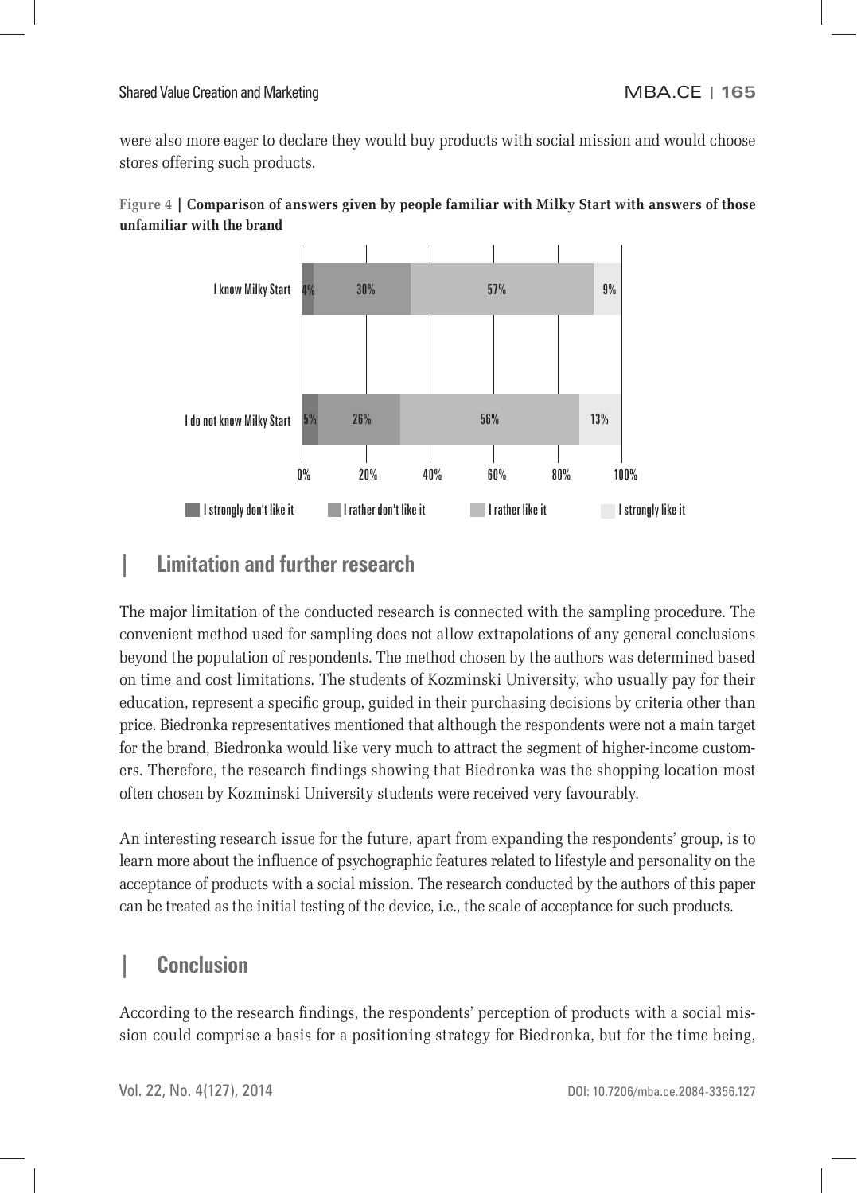were also more eager to declare they would buy products with social mission and would choose stores offering such products.

**Figure 4 | Comparison of answers given by people familiar with Milky Start with answers of those unfamiliar with the brand**

| | I strongly don't like it | I rather don't like it | I rather like it | I strongly like it |
|---|---|---|---|---|
| I know Milky Start | 4% | 30% | 57% | 9% |
| I do not know Milky Start | 5% | 26% | 56% | 13% |

## Limitation and further research

The major limitation of the conducted research is connected with the sampling procedure. The convenient method used for sampling does not allow extrapolations of any general conclusions beyond the population of respondents. The method chosen by the authors was determined based on time and cost limitations. The students of Kozminski University, who usually pay for their education, represent a specific group, guided in their purchasing decisions by criteria other than price. Biedronka representatives mentioned that although the respondents were not a main target for the brand, Biedronka would like very much to attract the segment of higher-income customers. Therefore, the research findings showing that Biedronka was the shopping location most often chosen by Kozminski University students were received very favourably.

An interesting research issue for the future, apart from expanding the respondents' group, is to learn more about the influence of psychographic features related to lifestyle and personality on the acceptance of products with a social mission. The research conducted by the authors of this paper can be treated as the initial testing of the device, i.e., the scale of acceptance for such products.

## Conclusion

According to the research findings, the respondents' perception of products with a social mission could comprise a basis for a positioning strategy for Biedronka, but for the time being,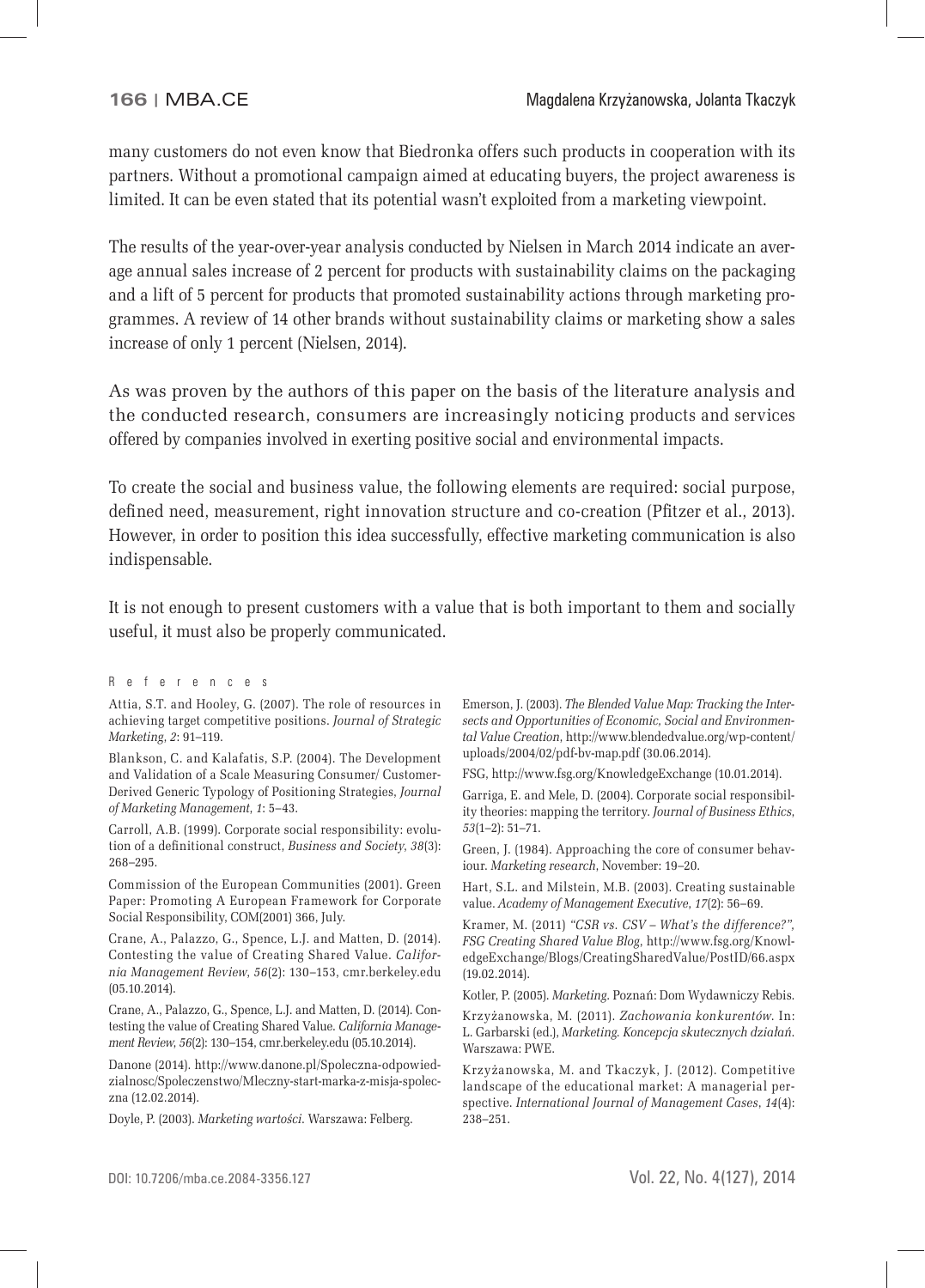many customers do not even know that Biedronka offers such products in cooperation with its partners. Without a promotional campaign aimed at educating buyers, the project awareness is limited. It can be even stated that its potential wasn't exploited from a marketing viewpoint.

The results of the year-over-year analysis conducted by Nielsen in March 2014 indicate an average annual sales increase of 2 percent for products with sustainability claims on the packaging and a lift of 5 percent for products that promoted sustainability actions through marketing programmes. A review of 14 other brands without sustainability claims or marketing show a sales increase of only 1 percent (Nielsen, 2014).

As was proven by the authors of this paper on the basis of the literature analysis and the conducted research, consumers are increasingly noticing products and services offered by companies involved in exerting positive social and environmental impacts.

To create the social and business value, the following elements are required: social purpose, defined need, measurement, right innovation structure and co-creation (Pfitzer et al., 2013). However, in order to position this idea successfully, effective marketing communication is also indispensable.

It is not enough to present customers with a value that is both important to them and socially useful, it must also be properly communicated.

## References

Attia, S.T. and Hooley, G. (2007). The role of resources in achieving target competitive positions. *Journal of Strategic Marketing*, *2*: 91–119.

Blankson, C. and Kalafatis, S.P. (2004). The Development and Validation of a Scale Measuring Consumer/ Customer-Derived Generic Typology of Positioning Strategies, *Journal of Marketing Management*, *1*: 5–43.

Carroll, A.B. (1999). Corporate social responsibility: evolution of a definitional construct, *Business and Society*, *38*(3): 268–295.

Commission of the European Communities (2001). Green Paper: Promoting A European Framework for Corporate Social Responsibility, COM(2001) 366, July.

Crane, A., Palazzo, G., Spence, L.J. and Matten, D. (2014). Contesting the value of Creating Shared Value. *California Management Review*, *56*(2): 130–153, cmr.berkeley.edu (05.10.2014).

Crane, A., Palazzo, G., Spence, L.J. and Matten, D. (2014). Contesting the value of Creating Shared Value. *California Management Review*, *56*(2): 130–154, cmr.berkeley.edu (05.10.2014).

Danone (2014). http://www.danone.pl/Spoleczna-odpowiedzialnosc/Spoleczenstwo/Mleczny-start-marka-z-misja-spoleczna (12.02.2014).

Doyle, P. (2003). *Marketing wartości*. Warszawa: Felberg.

Emerson, J. (2003). *The Blended Value Map: Tracking the Intersects and Opportunities of Economic, Social and Environmental Value Creation*, http://www.blendedvalue.org/wp-content/uploads/2004/02/pdf-bv-map.pdf (30.06.2014).

FSG, http://www.fsg.org/KnowledgeExchange (10.01.2014).

Garriga, E. and Mele, D. (2004). Corporate social responsibility theories: mapping the territory. *Journal of Business Ethics*, *53*(1–2): 51–71.

Green, J. (1984). Approaching the core of consumer behaviour. *Marketing research*, November: 19–20.

Hart, S.L. and Milstein, M.B. (2003). Creating sustainable value. *Academy of Management Executive*, *17*(2): 56–69.

Kramer, M. (2011) *"CSR vs. CSV – What's the difference?"*, *FSG Creating Shared Value Blog*, http://www.fsg.org/KnowledgeExchange/Blogs/CreatingSharedValue/PostID/66.aspx (19.02.2014).

Kotler, P. (2005). *Marketing*. Poznań: Dom Wydawniczy Rebis.

Krzyżanowska, M. (2011). *Zachowania konkurentów*. In: L. Garbarski (ed.), *Marketing. Koncepcja skutecznych działań*. Warszawa: PWE.

Krzyżanowska, M. and Tkaczyk, J. (2012). Competitive landscape of the educational market: A managerial perspective. *International Journal of Management Cases*, *14*(4): 238–251.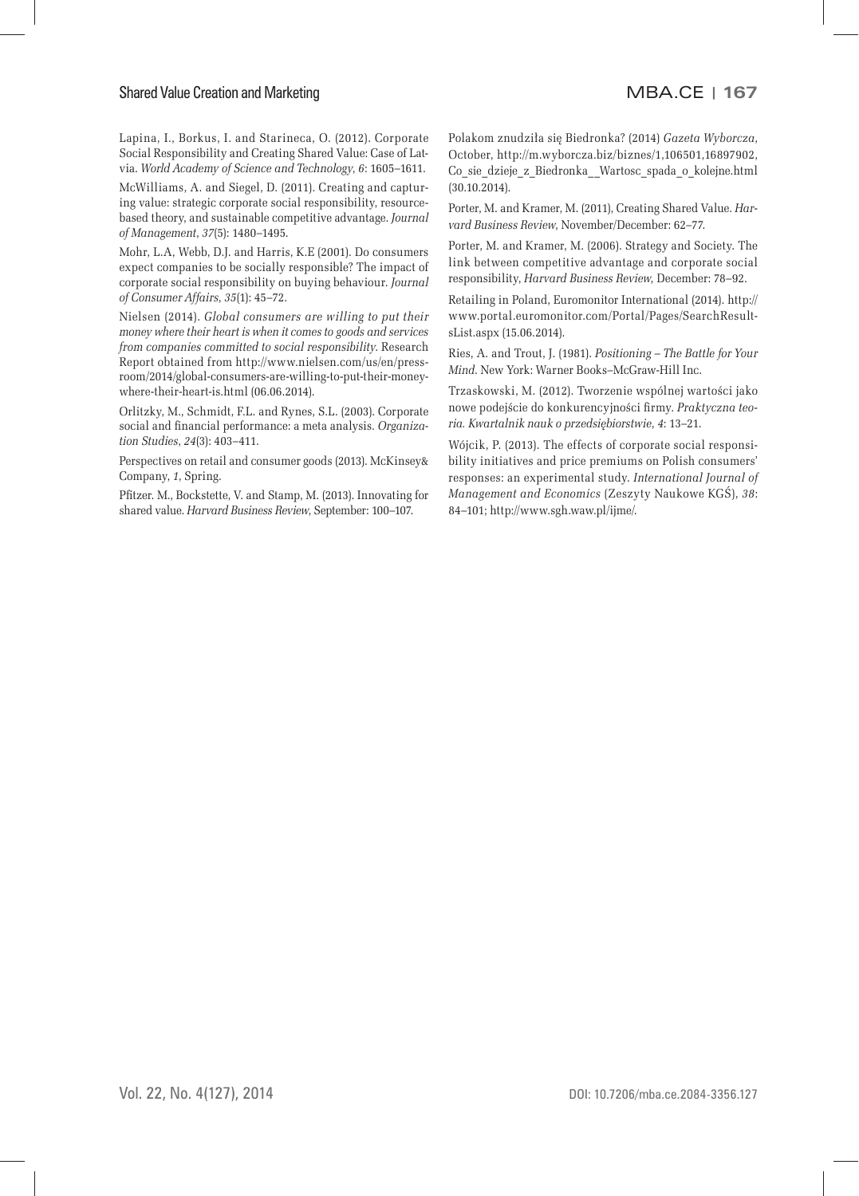Lapina, I., Borkus, I. and Starineca, O. (2012). Corporate Social Responsibility and Creating Shared Value: Case of Latvia. *World Academy of Science and Technology*, *6*: 1605–1611.

McWilliams, A. and Siegel, D. (2011). Creating and capturing value: strategic corporate social responsibility, resource-based theory, and sustainable competitive advantage. *Journal of Management*, *37*(5): 1480–1495.

Mohr, L.A, Webb, D.J. and Harris, K.E (2001). Do consumers expect companies to be socially responsible? The impact of corporate social responsibility on buying behaviour. *Journal of Consumer Affairs*, *35*(1): 45–72.

Nielsen (2014). *Global consumers are willing to put their money where their heart is when it comes to goods and services from companies committed to social responsibility*. Research Report obtained from http://www.nielsen.com/us/en/press-room/2014/global-consumers-are-willing-to-put-their-money-where-their-heart-is.html (06.06.2014).

Orlitzky, M., Schmidt, F.L. and Rynes, S.L. (2003). Corporate social and financial performance: a meta analysis. *Organization Studies*, *24*(3): 403–411.

Perspectives on retail and consumer goods (2013). McKinsey& Company, *1*, Spring.

Pfitzer. M., Bockstette, V. and Stamp, M. (2013). Innovating for shared value. *Harvard Business Review*, September: 100–107.

Polakom znudziła się Biedronka? (2014) *Gazeta Wyborcza*, October, http://m.wyborcza.biz/biznes/1,106501,16897902,Co_sie_dzieje_z_Biedronka__Wartosc_spada_o_kolejne.html (30.10.2014).

Porter, M. and Kramer, M. (2011), Creating Shared Value. *Harvard Business Review*, November/December: 62–77.

Porter, M. and Kramer, M. (2006). Strategy and Society. The link between competitive advantage and corporate social responsibility, *Harvard Business Review*, December: 78–92.

Retailing in Poland, Euromonitor International (2014). http://www.portal.euromonitor.com/Portal/Pages/SearchResultsList.aspx (15.06.2014).

Ries, A. and Trout, J. (1981). *Positioning – The Battle for Your Mind*. New York: Warner Books–McGraw-Hill Inc.

Trzaskowski, M. (2012). Tworzenie wspólnej wartości jako nowe podejście do konkurencyjności firmy. *Praktyczna teoria. Kwartalnik nauk o przedsiębiorstwie*, *4*: 13–21.

Wójcik, P. (2013). The effects of corporate social responsibility initiatives and price premiums on Polish consumers' responses: an experimental study. *International Journal of Management and Economics* (Zeszyty Naukowe KGŚ), *38*: 84–101; http://www.sgh.waw.pl/ijme/.